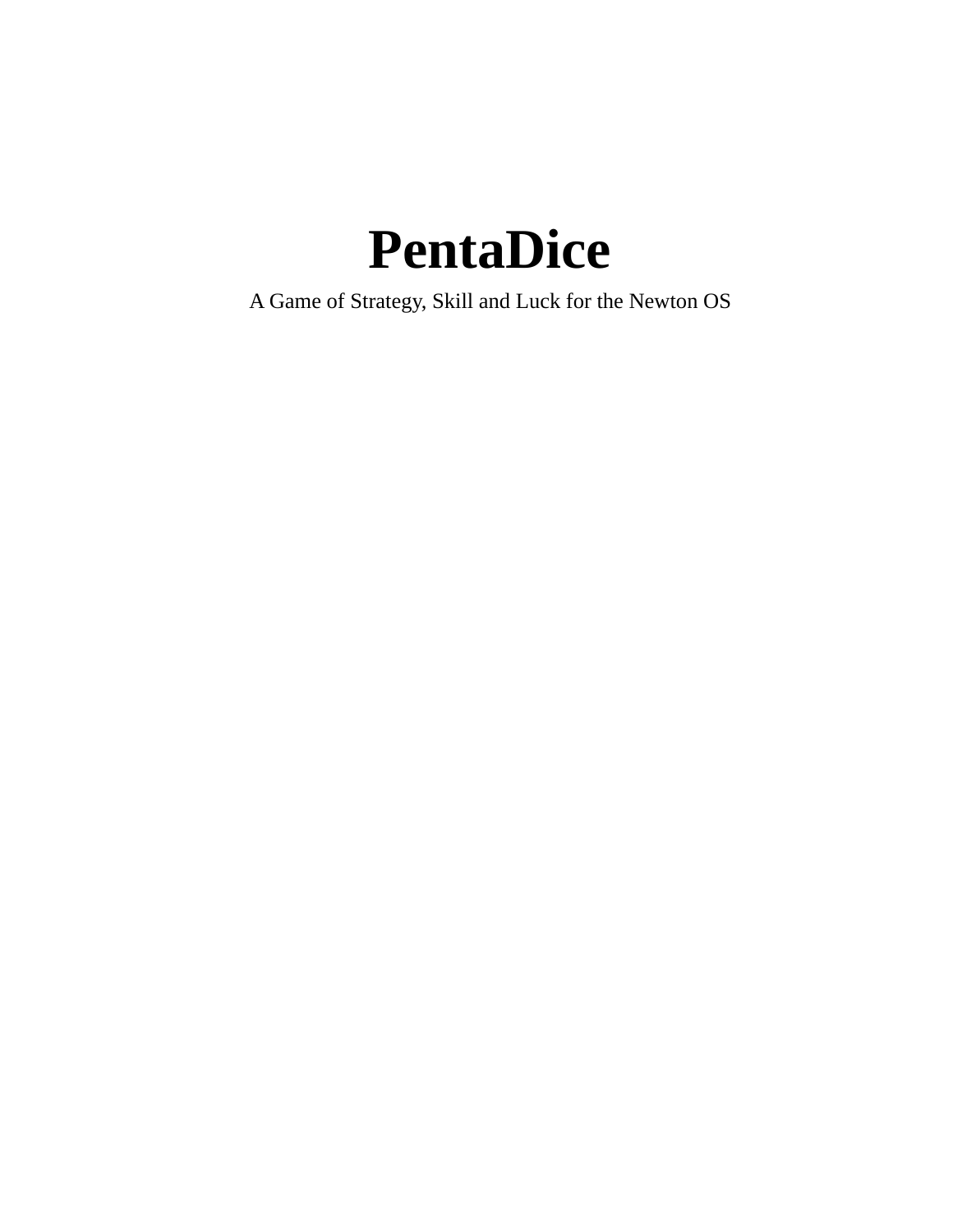# PentaDice

A Game of Strategy, Skill and Luck for the Newton OS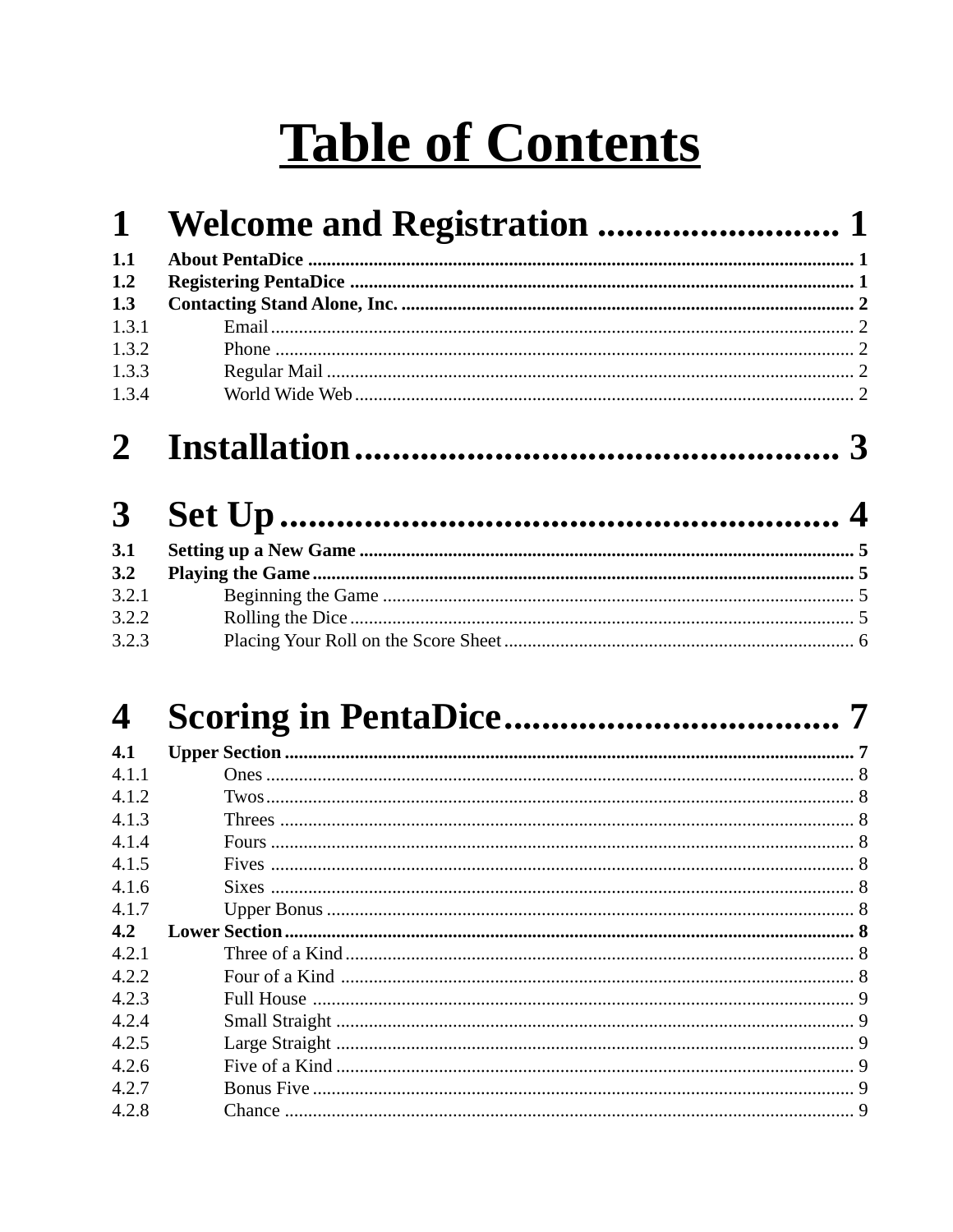# Table of Contents

**1 Welcome and Registration .......................... 1**

**1.1 About PentaDice ........................................ 1**

**1.2 Registering PentaDice ........................................ 1**

**1.3 Contacting Stand Alone, Inc. ........................................ 2**

1.3.1 Email ........................................ 2

1.3.2 Phone ........................................ 2

1.3.3 Regular Mail ........................................ 2

1.3.4 World Wide Web ........................................ 2

**2 Installation ........................................ 3**

**3 Set Up ........................................ 4**

**3.1 Setting up a New Game ........................................ 5**

**3.2 Playing the Game ........................................ 5**

3.2.1 Beginning the Game ........................................ 5

3.2.2 Rolling the Dice ........................................ 5

3.2.3 Placing Your Roll on the Score Sheet ........................................ 6

**4 Scoring in PentaDice ........................................ 7**

**4.1 Upper Section ........................................ 7**

4.1.1 Ones ........................................ 8

4.1.2 Twos ........................................ 8

4.1.3 Threes ........................................ 8

4.1.4 Fours ........................................ 8

4.1.5 Fives ........................................ 8

4.1.6 Sixes ........................................ 8

4.1.7 Upper Bonus ........................................ 8

**4.2 Lower Section ........................................ 8**

4.2.1 Three of a Kind ........................................ 8

4.2.2 Four of a Kind ........................................ 8

4.2.3 Full House ........................................ 9

4.2.4 Small Straight ........................................ 9

4.2.5 Large Straight ........................................ 9

4.2.6 Five of a Kind ........................................ 9

4.2.7 Bonus Five ........................................ 9

4.2.8 Chance ........................................ 9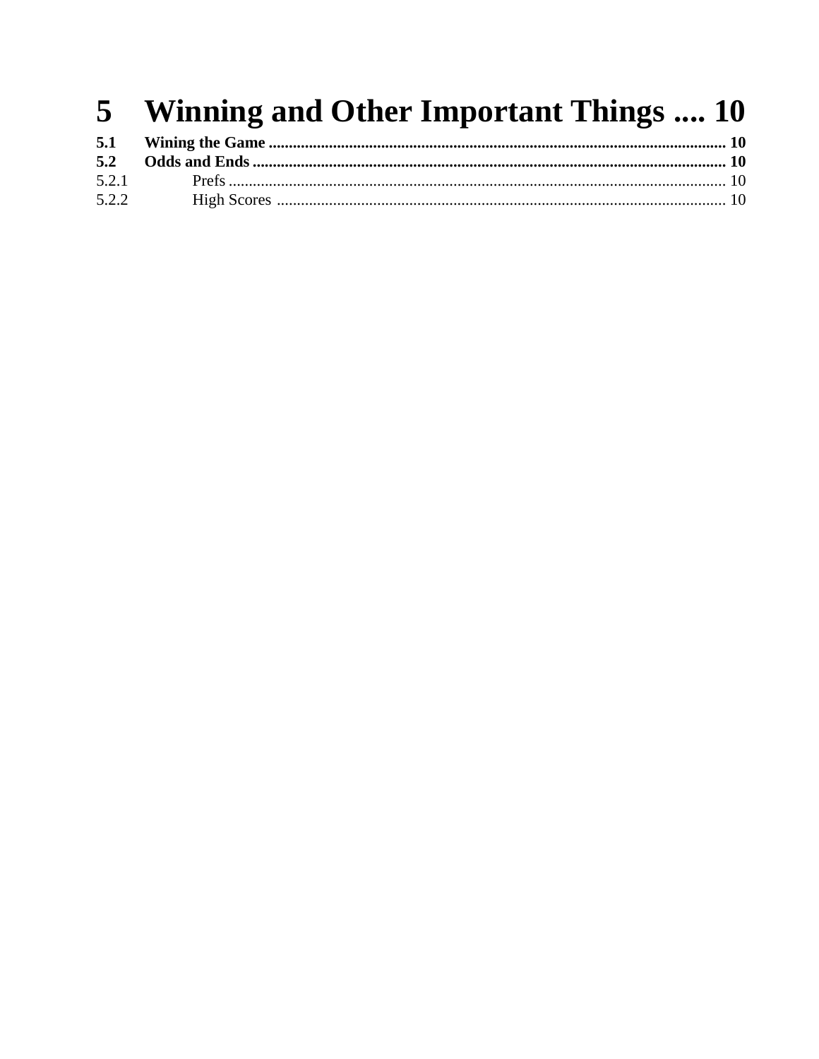# 5 Winning and Other Important Things .... 10

**5.1 Wining the Game .................................................................................................................... 10**

**5.2 Odds and Ends ......................................................................................................................... 10**

5.2.1 Prefs ............................................................................................................................. 10

5.2.2 High Scores ................................................................................................................. 10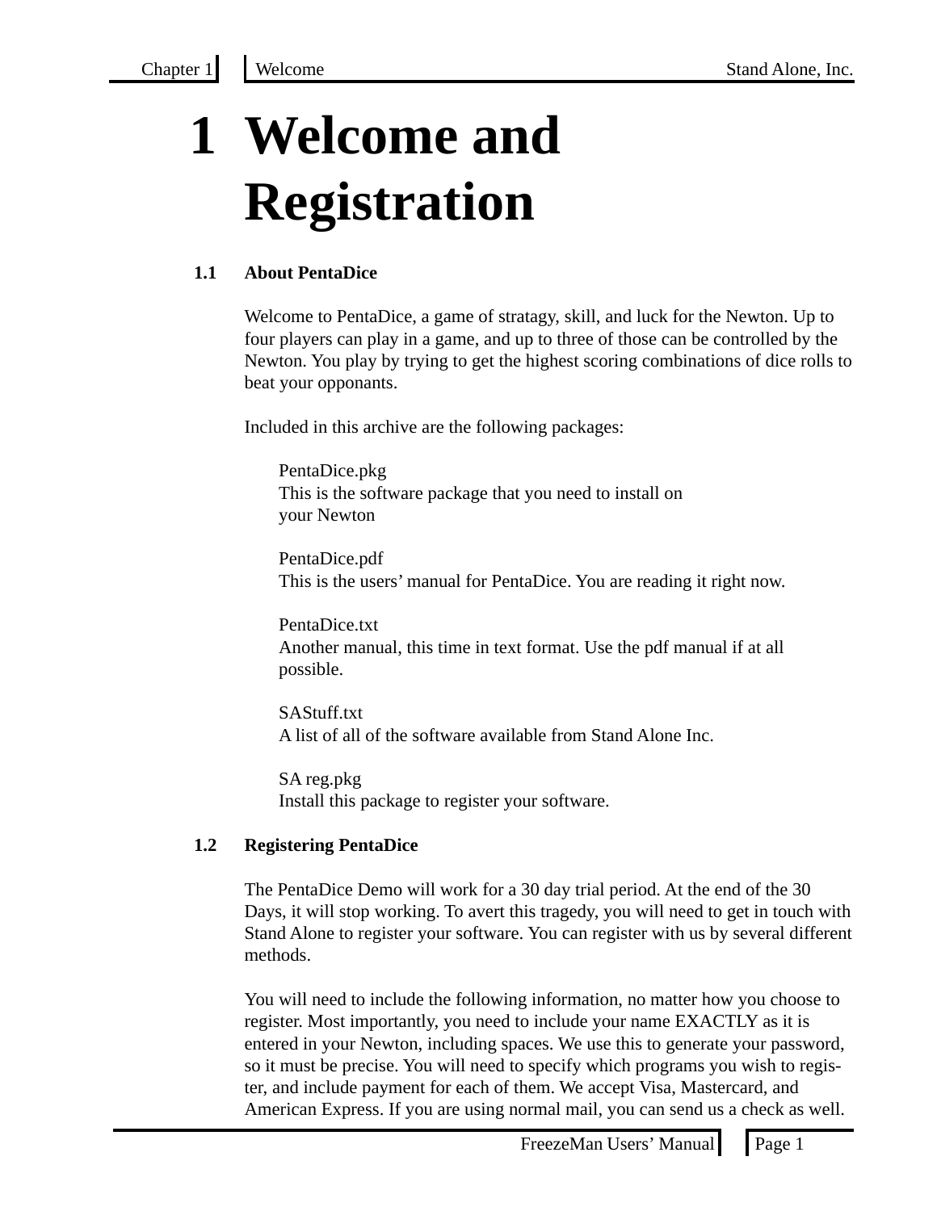# 1 Welcome and Registration

## 1.1 About PentaDice

Welcome to PentaDice, a game of stratagy, skill, and luck for the Newton. Up to four players can play in a game, and up to three of those can be controlled by the Newton. You play by trying to get the highest scoring combinations of dice rolls to beat your opponants.

Included in this archive are the following packages:

PentaDice.pkg
This is the software package that you need to install on your Newton

PentaDice.pdf
This is the users' manual for PentaDice. You are reading it right now.

PentaDice.txt
Another manual, this time in text format. Use the pdf manual if at all possible.

SAStuff.txt
A list of all of the software available from Stand Alone Inc.

SA reg.pkg
Install this package to register your software.

## 1.2 Registering PentaDice

The PentaDice Demo will work for a 30 day trial period. At the end of the 30 Days, it will stop working. To avert this tragedy, you will need to get in touch with Stand Alone to register your software. You can register with us by several different methods.

You will need to include the following information, no matter how you choose to register. Most importantly, you need to include your name EXACTLY as it is entered in your Newton, including spaces. We use this to generate your password, so it must be precise. You will need to specify which programs you wish to register, and include payment for each of them. We accept Visa, Mastercard, and American Express. If you are using normal mail, you can send us a check as well.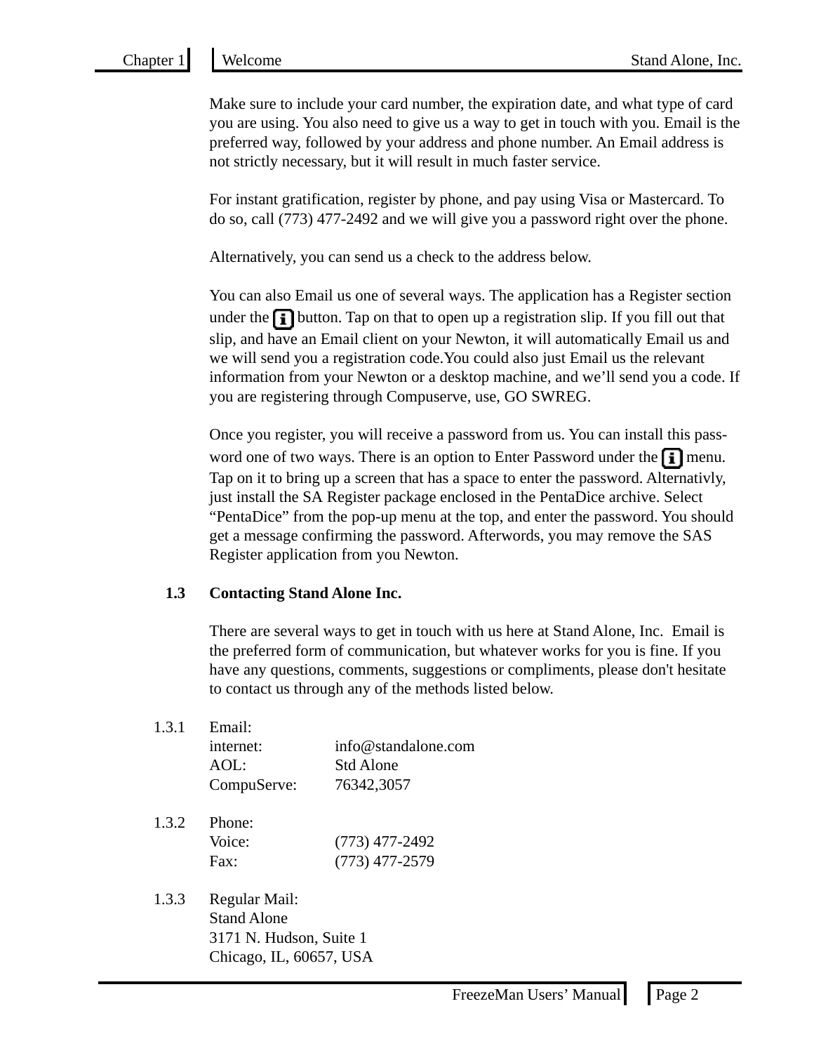Make sure to include your card number, the expiration date, and what type of card you are using. You also need to give us a way to get in touch with you. Email is the preferred way, followed by your address and phone number. An Email address is not strictly necessary, but it will result in much faster service.

For instant gratification, register by phone, and pay using Visa or Mastercard. To do so, call (773) 477-2492 and we will give you a password right over the phone.

Alternatively, you can send us a check to the address below.

You can also Email us one of several ways. The application has a Register section under the [i] button. Tap on that to open up a registration slip. If you fill out that slip, and have an Email client on your Newton, it will automatically Email us and we will send you a registration code.You could also just Email us the relevant information from your Newton or a desktop machine, and we'll send you a code. If you are registering through Compuserve, use, GO SWREG.

Once you register, you will receive a password from us. You can install this password one of two ways. There is an option to Enter Password under the [i] menu. Tap on it to bring up a screen that has a space to enter the password. Alternativly, just install the SA Register package enclosed in the PentaDice archive. Select "PentaDice" from the pop-up menu at the top, and enter the password. You should get a message confirming the password. Afterwords, you may remove the SAS Register application from you Newton.

## 1.3 Contacting Stand Alone Inc.

There are several ways to get in touch with us here at Stand Alone, Inc. Email is the preferred form of communication, but whatever works for you is fine. If you have any questions, comments, suggestions or compliments, please don't hesitate to contact us through any of the methods listed below.

### 1.3.1 Email:

| | |
|---|---|
| internet: | info@standalone.com |
| AOL: | Std Alone |
| CompuServe: | 76342,3057 |

### 1.3.2 Phone:

| | |
|---|---|
| Voice: | (773) 477-2492 |
| Fax: | (773) 477-2579 |

### 1.3.3 Regular Mail:

Stand Alone
3171 N. Hudson, Suite 1
Chicago, IL, 60657, USA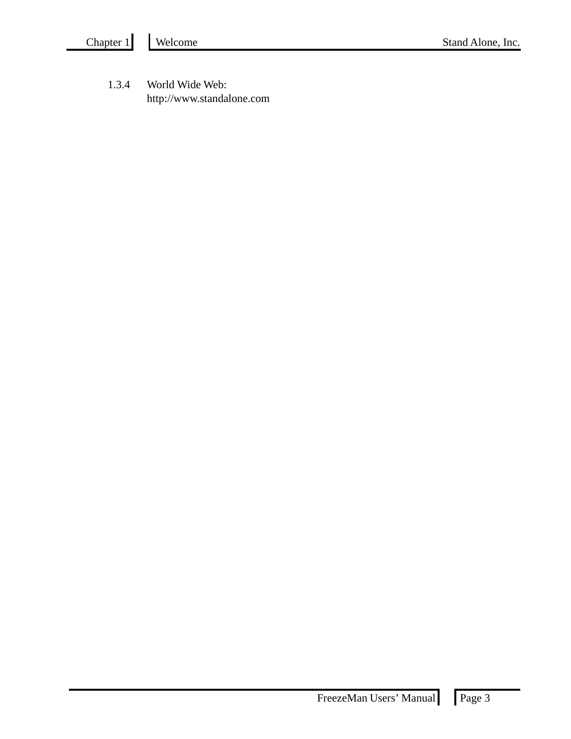1.3.4 World Wide Web:
http://www.standalone.com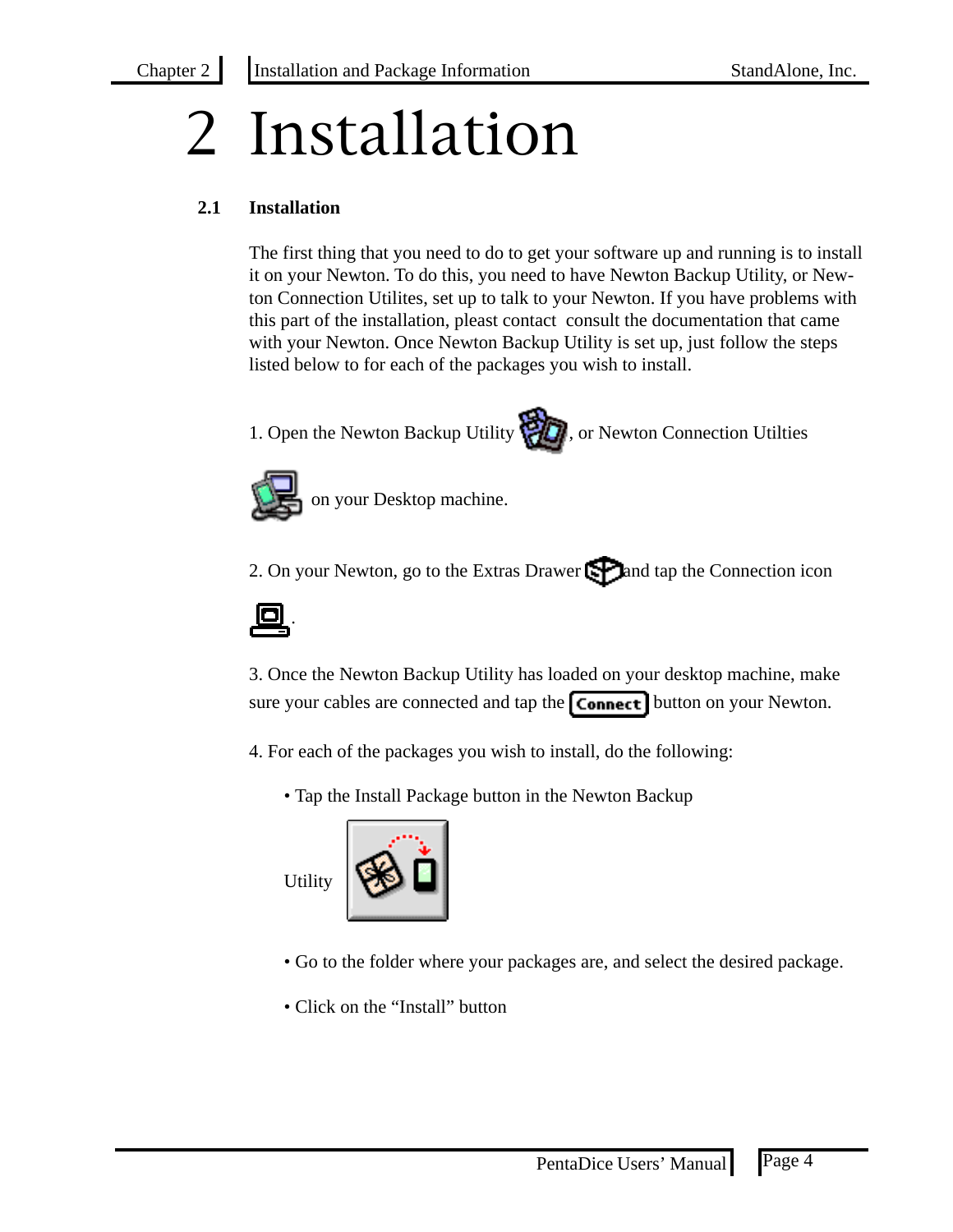# 2 Installation

## 2.1 Installation

The first thing that you need to do to get your software up and running is to install it on your Newton. To do this, you need to have Newton Backup Utility, or Newton Connection Utilites, set up to talk to your Newton. If you have problems with this part of the installation, pleast contact consult the documentation that came with your Newton. Once Newton Backup Utility is set up, just follow the steps listed below to for each of the packages you wish to install.

1. Open the Newton Backup Utility , or Newton Connection Utilties on your Desktop machine.

2. On your Newton, go to the Extras Drawer and tap the Connection icon .

3. Once the Newton Backup Utility has loaded on your desktop machine, make sure your cables are connected and tap the Connect button on your Newton.

4. For each of the packages you wish to install, do the following:

   - Tap the Install Package button in the Newton Backup Utility
   - Go to the folder where your packages are, and select the desired package.
   - Click on the “Install” button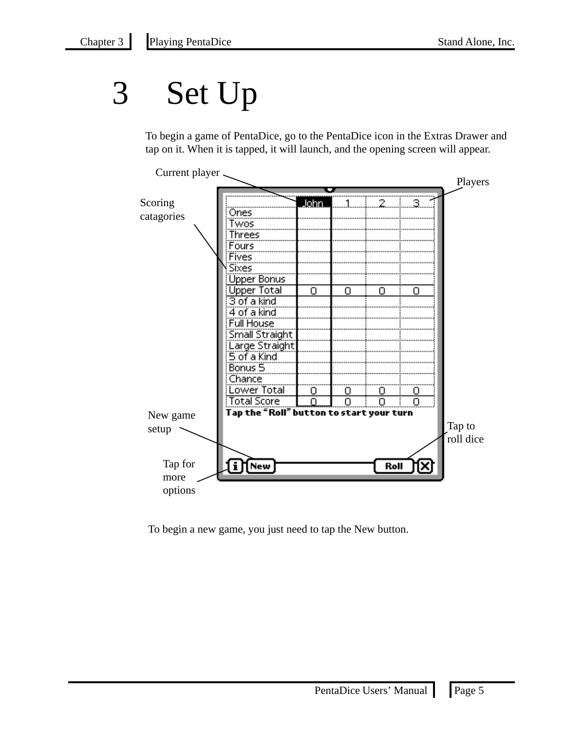# 3 Set Up

To begin a game of PentaDice, go to the PentaDice icon in the Extras Drawer and tap on it. When it is tapped, it will launch, and the opening screen will appear.

Current player

Players

Scoring catagories

| | John | 1 | 2 | 3 |
|---|---|---|---|---|
| Ones | | | | |
| Twos | | | | |
| Threes | | | | |
| Fours | | | | |
| Fives | | | | |
| Sixes | | | | |
| Upper Bonus | | | | |
| Upper Total | 0 | 0 | 0 | 0 |
| 3 of a kind | | | | |
| 4 of a kind | | | | |
| Full House | | | | |
| Small Straight | | | | |
| Large Straight | | | | |
| 5 of a Kind | | | | |
| Bonus 5 | | | | |
| Chance | | | | |
| Lower Total | 0 | 0 | 0 | 0 |
| Total Score | 0 | 0 | 0 | 0 |

**Tap the "Roll" button to start your turn**

New game setup

Tap to roll dice

Tap for more options

To begin a new game, you just need to tap the New button.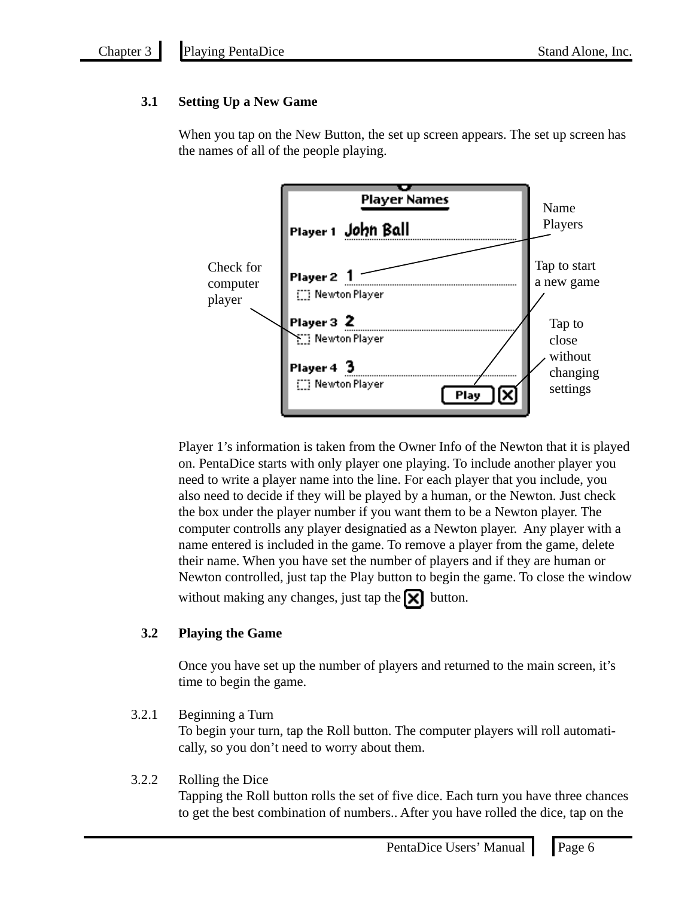### 3.1 Setting Up a New Game

When you tap on the New Button, the set up screen appears. The set up screen has the names of all of the people playing.

Player 1's information is taken from the Owner Info of the Newton that it is played on. PentaDice starts with only player one playing. To include another player you need to write a player name into the line. For each player that you include, you also need to decide if they will be played by a human, or the Newton. Just check the box under the player number if you want them to be a Newton player. The computer controlls any player designatied as a Newton player.  Any player with a name entered is included in the game. To remove a player from the game, delete their name. When you have set the number of players and if they are human or Newton controlled, just tap the Play button to begin the game. To close the window without making any changes, just tap the [X] button.

### 3.2 Playing the Game

Once you have set up the number of players and returned to the main screen, it's time to begin the game.

3.2.1 Beginning a Turn

To begin your turn, tap the Roll button. The computer players will roll automatically, so you don't need to worry about them.

3.2.2 Rolling the Dice

Tapping the Roll button rolls the set of five dice. Each turn you have three chances to get the best combination of numbers.. After you have rolled the dice, tap on the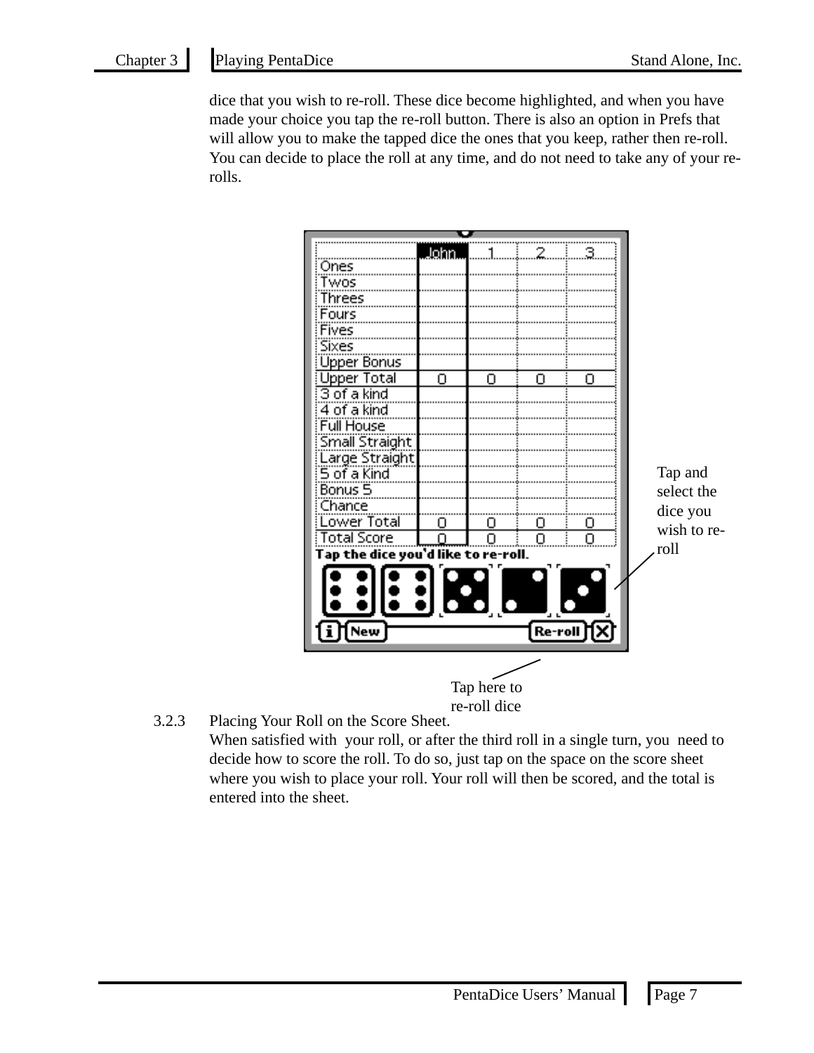dice that you wish to re-roll. These dice become highlighted, and when you have made your choice you tap the re-roll button. There is also an option in Prefs that will allow you to make the tapped dice the ones that you keep, rather then re-roll. You can decide to place the roll at any time, and do not need to take any of your re-rolls.

Tap and select the dice you wish to re-roll

Tap here to re-roll dice

3.2.3 Placing Your Roll on the Score Sheet.

When satisfied with your roll, or after the third roll in a single turn, you need to decide how to score the roll. To do so, just tap on the space on the score sheet where you wish to place your roll. Your roll will then be scored, and the total is entered into the sheet.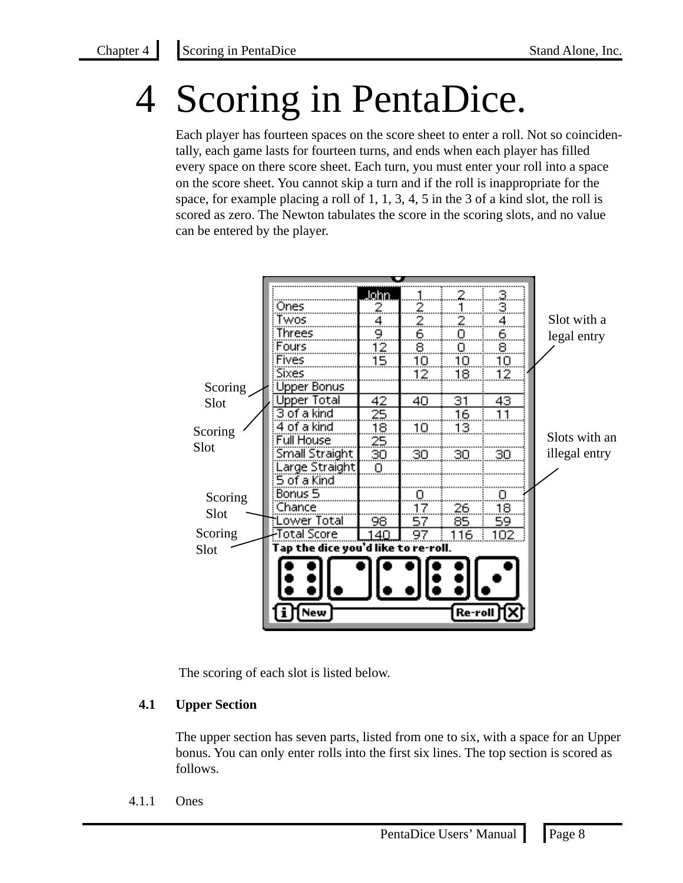# 4 Scoring in PentaDice.

Each player has fourteen spaces on the score sheet to enter a roll. Not so coincidentally, each game lasts for fourteen turns, and ends when each player has filled every space on there score sheet. Each turn, you must enter your roll into a space on the score sheet. You cannot skip a turn and if the roll is inappropriate for the space, for example placing a roll of 1, 1, 3, 4, 5 in the 3 of a kind slot, the roll is scored as zero. The Newton tabulates the score in the scoring slots, and no value can be entered by the player.

| | John | 1 | 2 | 3 |
|---|---|---|---|---|
| Ones | 2 | 2 | 1 | 3 |
| Twos | 4 | 2 | 2 | 4 |
| Threes | 9 | 6 | 0 | 6 |
| Fours | 12 | 8 | 0 | 8 |
| Fives | 15 | 10 | 10 | 10 |
| Sixes | | 12 | 18 | 12 |
| Upper Bonus | | | | |
| Upper Total | 42 | 40 | 31 | 43 |
| 3 of a kind | 25 | | 16 | 11 |
| 4 of a kind | 18 | 10 | 13 | |
| Full House | 25 | | | |
| Small Straight | 30 | 30 | 30 | 30 |
| Large Straight | 0 | | | |
| 5 of a Kind | | | | |
| Bonus 5 | | 0 | | 0 |
| Chance | | 17 | 26 | 18 |
| Lower Total | 98 | 57 | 85 | 59 |
| Total Score | 140 | 97 | 116 | 102 |

The scoring of each slot is listed below.

## 4.1 Upper Section

The upper section has seven parts, listed from one to six, with a space for an Upper bonus. You can only enter rolls into the first six lines. The top section is scored as follows.

### 4.1.1 Ones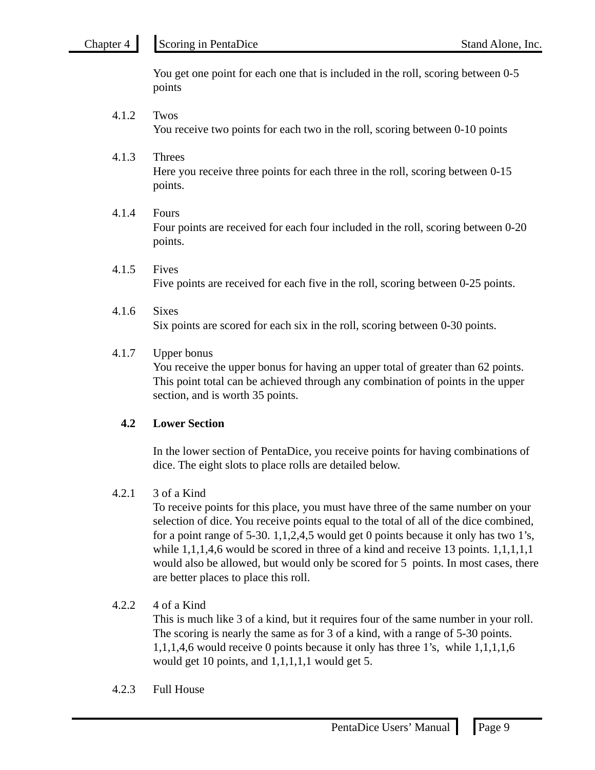You get one point for each one that is included in the roll, scoring between 0-5 points

#### 4.1.2 Twos

You receive two points for each two in the roll, scoring between 0-10 points

#### 4.1.3 Threes

Here you receive three points for each three in the roll, scoring between 0-15 points.

#### 4.1.4 Fours

Four points are received for each four included in the roll, scoring between 0-20 points.

#### 4.1.5 Fives

Five points are received for each five in the roll, scoring between 0-25 points.

#### 4.1.6 Sixes

Six points are scored for each six in the roll, scoring between 0-30 points.

#### 4.1.7 Upper bonus

You receive the upper bonus for having an upper total of greater than 62 points. This point total can be achieved through any combination of points in the upper section, and is worth 35 points.

### 4.2 Lower Section

In the lower section of PentaDice, you receive points for having combinations of dice. The eight slots to place rolls are detailed below.

#### 4.2.1 3 of a Kind

To receive points for this place, you must have three of the same number on your selection of dice. You receive points equal to the total of all of the dice combined, for a point range of 5-30. 1,1,2,4,5 would get 0 points because it only has two 1's, while 1,1,1,4,6 would be scored in three of a kind and receive 13 points. 1,1,1,1,1 would also be allowed, but would only be scored for 5 points. In most cases, there are better places to place this roll.

#### 4.2.2 4 of a Kind

This is much like 3 of a kind, but it requires four of the same number in your roll. The scoring is nearly the same as for 3 of a kind, with a range of 5-30 points. 1,1,1,4,6 would receive 0 points because it only has three 1's, while 1,1,1,1,6 would get 10 points, and 1,1,1,1,1 would get 5.

#### 4.2.3 Full House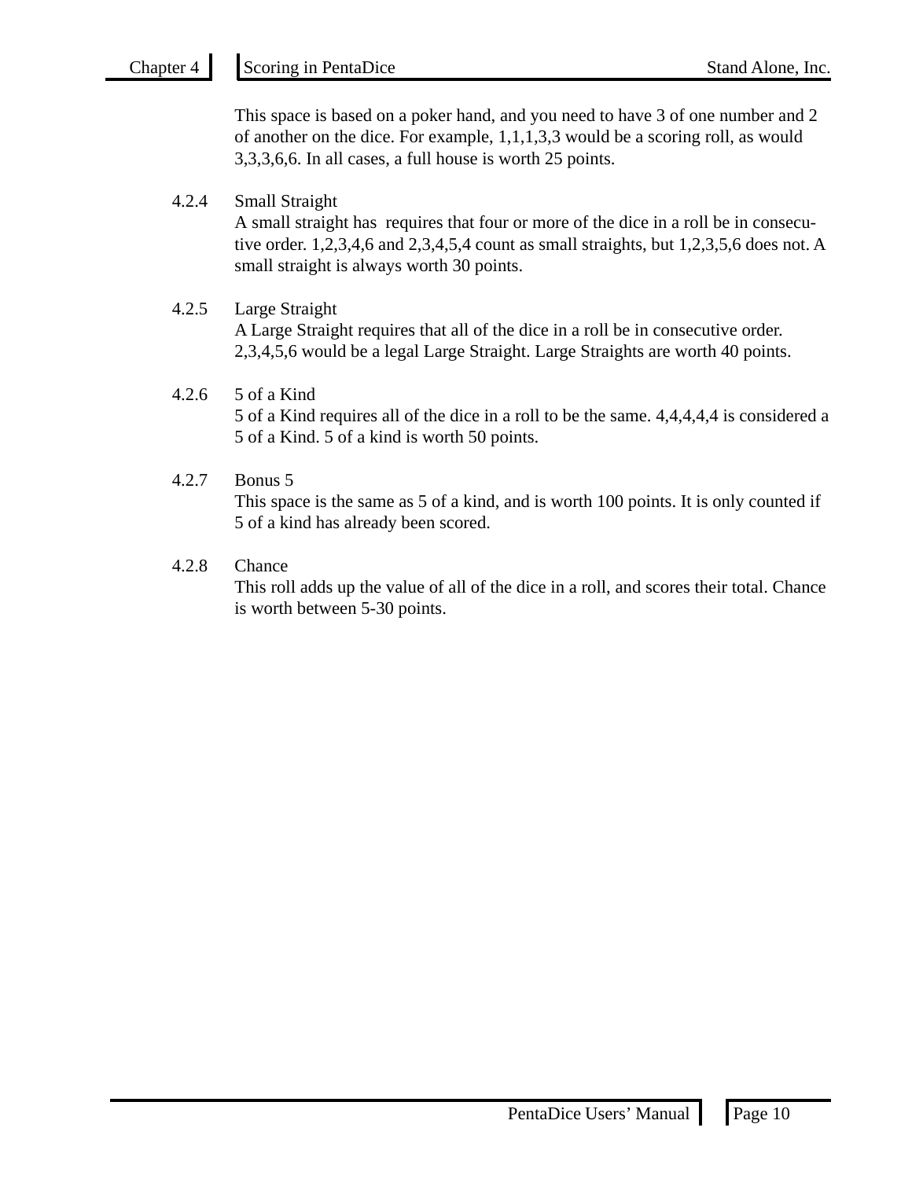This space is based on a poker hand, and you need to have 3 of one number and 2 of another on the dice. For example, 1,1,1,3,3 would be a scoring roll, as would 3,3,3,6,6. In all cases, a full house is worth 25 points.

### 4.2.4 Small Straight

A small straight has  requires that four or more of the dice in a roll be in consecutive order. 1,2,3,4,6 and 2,3,4,5,4 count as small straights, but 1,2,3,5,6 does not. A small straight is always worth 30 points.

### 4.2.5 Large Straight

A Large Straight requires that all of the dice in a roll be in consecutive order. 2,3,4,5,6 would be a legal Large Straight. Large Straights are worth 40 points.

### 4.2.6 5 of a Kind

5 of a Kind requires all of the dice in a roll to be the same. 4,4,4,4,4 is considered a 5 of a Kind. 5 of a kind is worth 50 points.

### 4.2.7 Bonus 5

This space is the same as 5 of a kind, and is worth 100 points. It is only counted if 5 of a kind has already been scored.

### 4.2.8 Chance

This roll adds up the value of all of the dice in a roll, and scores their total. Chance is worth between 5-30 points.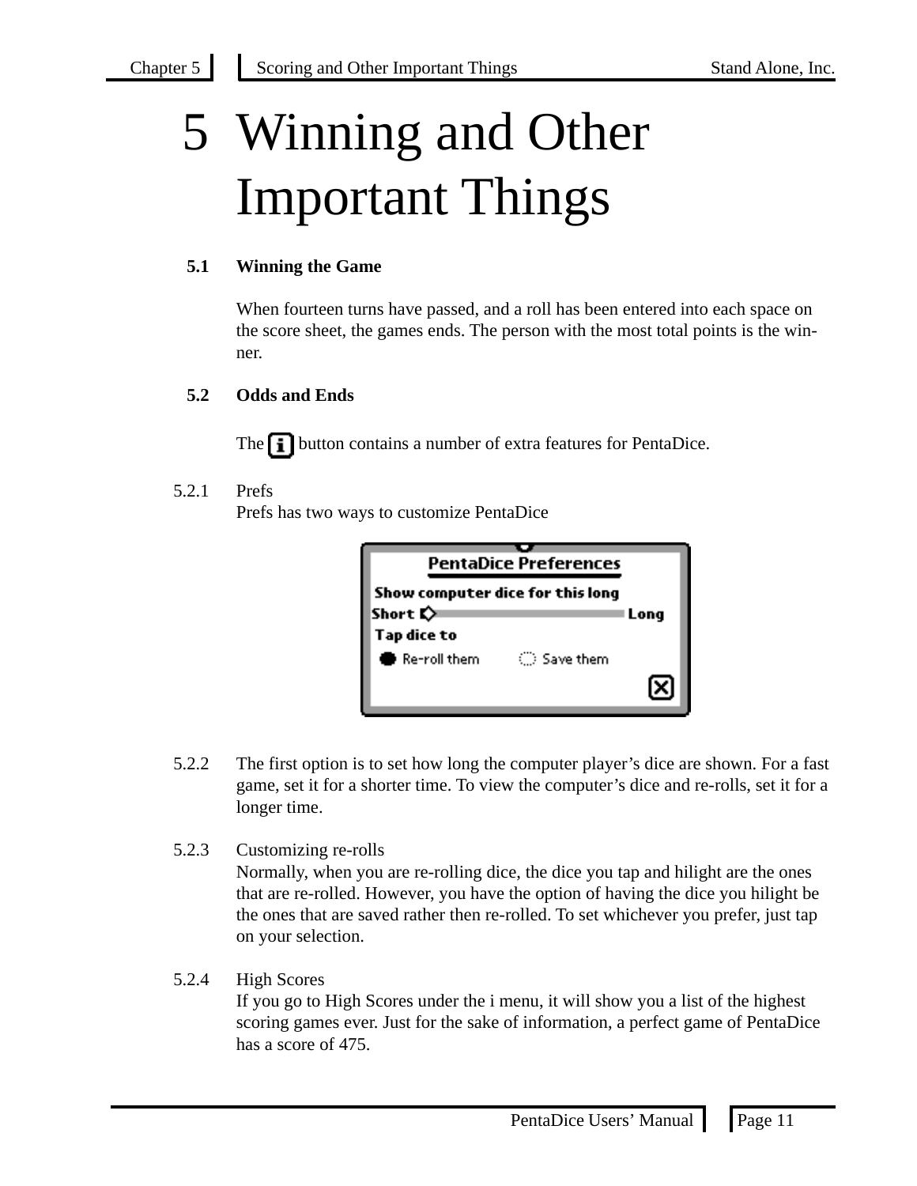# 5 Winning and Other Important Things

## 5.1 Winning the Game

When fourteen turns have passed, and a roll has been entered into each space on the score sheet, the games ends. The person with the most total points is the winner.

## 5.2 Odds and Ends

The i button contains a number of extra features for PentaDice.

5.2.1 Prefs
Prefs has two ways to customize PentaDice

PentaDice Preferences
Show computer dice for this long
Short Long
Tap dice to
Re-roll them Save them

5.2.2 The first option is to set how long the computer player's dice are shown. For a fast game, set it for a shorter time. To view the computer's dice and re-rolls, set it for a longer time.

5.2.3 Customizing re-rolls
Normally, when you are re-rolling dice, the dice you tap and hilight are the ones that are re-rolled. However, you have the option of having the dice you hilight be the ones that are saved rather then re-rolled. To set whichever you prefer, just tap on your selection.

5.2.4 High Scores
If you go to High Scores under the i menu, it will show you a list of the highest scoring games ever. Just for the sake of information, a perfect game of PentaDice has a score of 475.